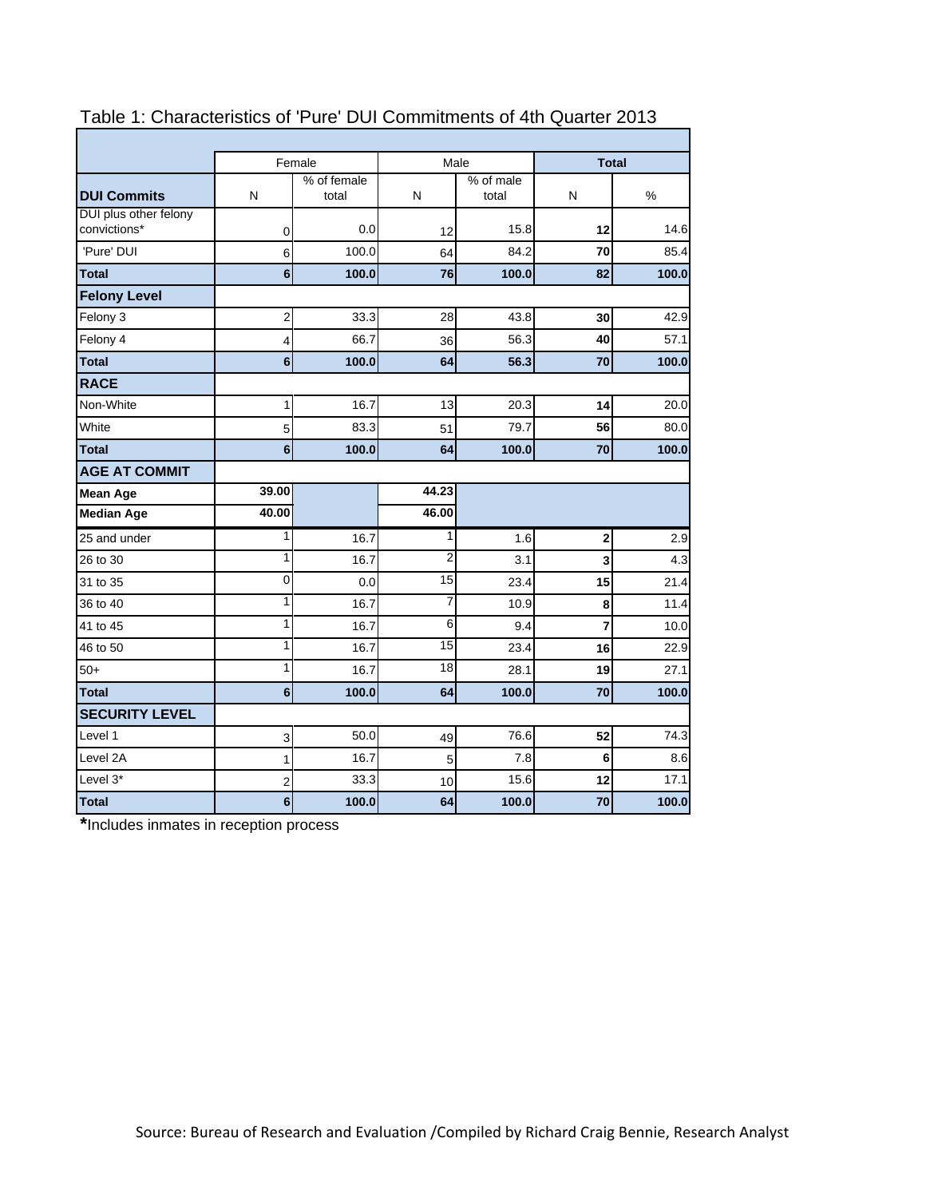# Table 1: Characteristics of 'Pure' DUI Commitments of 4th Quarter 2013

| | Female | | Male | | **Total** | |
|---|---|---|---|---|---|---|
| **DUI Commits** | N | % of female total | N | % of male total | N | % |
| DUI plus other felony convictions* | 0 | 0.0 | 12 | 15.8 | **12** | 14.6 |
| 'Pure' DUI | 6 | 100.0 | 64 | 84.2 | **70** | 85.4 |
| **Total** | **6** | **100.0** | **76** | **100.0** | **82** | **100.0** |
| **Felony Level** | | | | | | |
| Felony 3 | 2 | 33.3 | 28 | 43.8 | **30** | 42.9 |
| Felony 4 | 4 | 66.7 | 36 | 56.3 | **40** | 57.1 |
| **Total** | **6** | **100.0** | **64** | **56.3** | **70** | **100.0** |
| **RACE** | | | | | | |
| Non-White | 1 | 16.7 | 13 | 20.3 | **14** | 20.0 |
| White | 5 | 83.3 | 51 | 79.7 | **56** | 80.0 |
| **Total** | **6** | **100.0** | **64** | **100.0** | **70** | **100.0** |
| **AGE AT COMMIT** | | | | | | |
| **Mean Age** | **39.00** | | **44.23** | | | |
| **Median Age** | **40.00** | | **46.00** | | | |
| 25 and under | 1 | 16.7 | 1 | 1.6 | **2** | 2.9 |
| 26 to 30 | 1 | 16.7 | 2 | 3.1 | **3** | 4.3 |
| 31 to 35 | 0 | 0.0 | 15 | 23.4 | **15** | 21.4 |
| 36 to 40 | 1 | 16.7 | 7 | 10.9 | **8** | 11.4 |
| 41 to 45 | 1 | 16.7 | 6 | 9.4 | **7** | 10.0 |
| 46 to 50 | 1 | 16.7 | 15 | 23.4 | **16** | 22.9 |
| 50+ | 1 | 16.7 | 18 | 28.1 | **19** | 27.1 |
| **Total** | **6** | **100.0** | **64** | **100.0** | **70** | **100.0** |
| **SECURITY LEVEL** | | | | | | |
| Level 1 | 3 | 50.0 | 49 | 76.6 | **52** | 74.3 |
| Level 2A | 1 | 16.7 | 5 | 7.8 | **6** | 8.6 |
| Level 3* | 2 | 33.3 | 10 | 15.6 | **12** | 17.1 |
| **Total** | **6** | **100.0** | **64** | **100.0** | **70** | **100.0** |

**\***Includes inmates in reception process

Source: Bureau of Research and Evaluation /Compiled by Richard Craig Bennie, Research Analyst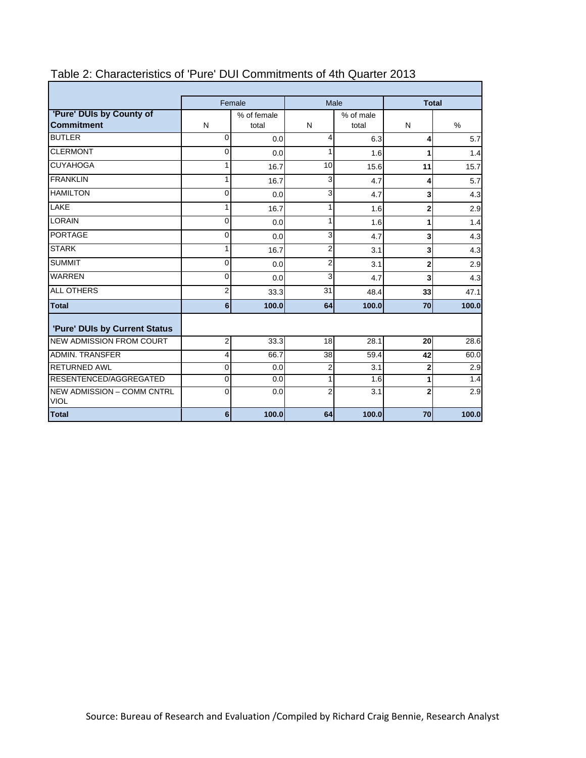Table 2: Characteristics of 'Pure' DUI Commitments of 4th Quarter 2013

| | Female | | Male | | Total | |
|---|---|---|---|---|---|---|
| **'Pure' DUIs by County of Commitment** | N | % of female total | N | % of male total | N | % |
| BUTLER | 0 | 0.0 | 4 | 6.3 | **4** | 5.7 |
| CLERMONT | 0 | 0.0 | 1 | 1.6 | **1** | 1.4 |
| CUYAHOGA | 1 | 16.7 | 10 | 15.6 | **11** | 15.7 |
| FRANKLIN | 1 | 16.7 | 3 | 4.7 | **4** | 5.7 |
| HAMILTON | 0 | 0.0 | 3 | 4.7 | **3** | 4.3 |
| LAKE | 1 | 16.7 | 1 | 1.6 | **2** | 2.9 |
| LORAIN | 0 | 0.0 | 1 | 1.6 | **1** | 1.4 |
| PORTAGE | 0 | 0.0 | 3 | 4.7 | **3** | 4.3 |
| STARK | 1 | 16.7 | 2 | 3.1 | **3** | 4.3 |
| SUMMIT | 0 | 0.0 | 2 | 3.1 | **2** | 2.9 |
| WARREN | 0 | 0.0 | 3 | 4.7 | **3** | 4.3 |
| ALL OTHERS | 2 | 33.3 | 31 | 48.4 | **33** | 47.1 |
| **Total** | **6** | **100.0** | **64** | **100.0** | **70** | **100.0** |
| **'Pure' DUIs by Current Status** | | | | | | |
| NEW ADMISSION FROM COURT | 2 | 33.3 | 18 | 28.1 | **20** | 28.6 |
| ADMIN. TRANSFER | 4 | 66.7 | 38 | 59.4 | **42** | 60.0 |
| RETURNED AWL | 0 | 0.0 | 2 | 3.1 | **2** | 2.9 |
| RESENTENCED/AGGREGATED | 0 | 0.0 | 1 | 1.6 | **1** | 1.4 |
| NEW ADMISSION – COMM CNTRL VIOL | 0 | 0.0 | 2 | 3.1 | **2** | 2.9 |
| **Total** | **6** | **100.0** | **64** | **100.0** | **70** | **100.0** |

Source: Bureau of Research and Evaluation /Compiled by Richard Craig Bennie, Research Analyst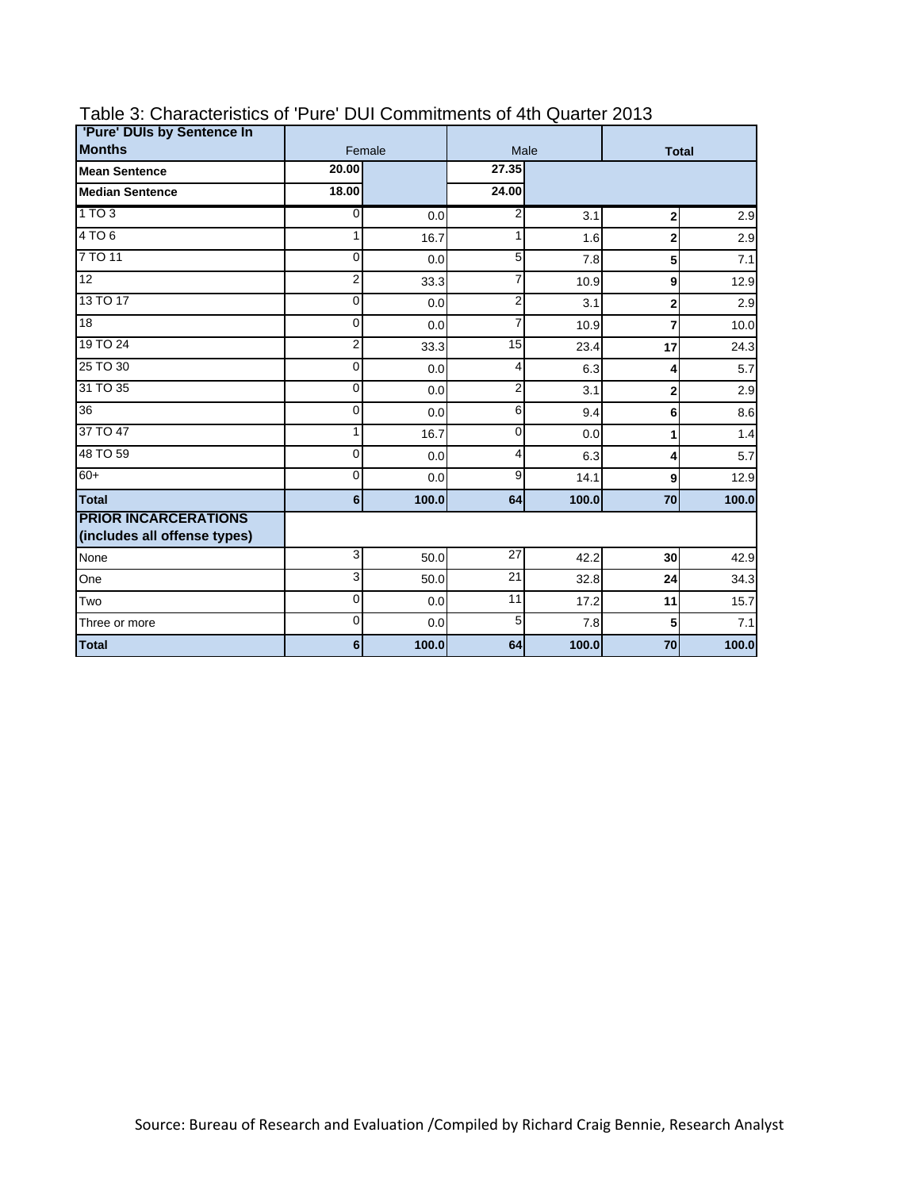Table 3: Characteristics of 'Pure' DUI Commitments of 4th Quarter 2013

| 'Pure' DUIs by Sentence In Months | Female | | Male | | Total | |
|---|---|---|---|---|---|---|
| **Mean Sentence** | **20.00** | | **27.35** | | | |
| **Median Sentence** | **18.00** | | **24.00** | | | |
| 1 TO 3 | 0 | 0.0 | 2 | 3.1 | **2** | 2.9 |
| 4 TO 6 | 1 | 16.7 | 1 | 1.6 | **2** | 2.9 |
| 7 TO 11 | 0 | 0.0 | 5 | 7.8 | **5** | 7.1 |
| 12 | 2 | 33.3 | 7 | 10.9 | **9** | 12.9 |
| 13 TO 17 | 0 | 0.0 | 2 | 3.1 | **2** | 2.9 |
| 18 | 0 | 0.0 | 7 | 10.9 | **7** | 10.0 |
| 19 TO 24 | 2 | 33.3 | 15 | 23.4 | **17** | 24.3 |
| 25 TO 30 | 0 | 0.0 | 4 | 6.3 | **4** | 5.7 |
| 31 TO 35 | 0 | 0.0 | 2 | 3.1 | **2** | 2.9 |
| 36 | 0 | 0.0 | 6 | 9.4 | **6** | 8.6 |
| 37 TO 47 | 1 | 16.7 | 0 | 0.0 | **1** | 1.4 |
| 48 TO 59 | 0 | 0.0 | 4 | 6.3 | **4** | 5.7 |
| 60+ | 0 | 0.0 | 9 | 14.1 | **9** | 12.9 |
| **Total** | **6** | **100.0** | **64** | **100.0** | **70** | **100.0** |
| **PRIOR INCARCERATIONS (includes all offense types)** | | | | | | |
| None | 3 | 50.0 | 27 | 42.2 | **30** | 42.9 |
| One | 3 | 50.0 | 21 | 32.8 | **24** | 34.3 |
| Two | 0 | 0.0 | 11 | 17.2 | **11** | 15.7 |
| Three or more | 0 | 0.0 | 5 | 7.8 | **5** | 7.1 |
| **Total** | **6** | **100.0** | **64** | **100.0** | **70** | **100.0** |

Source: Bureau of Research and Evaluation /Compiled by Richard Craig Bennie, Research Analyst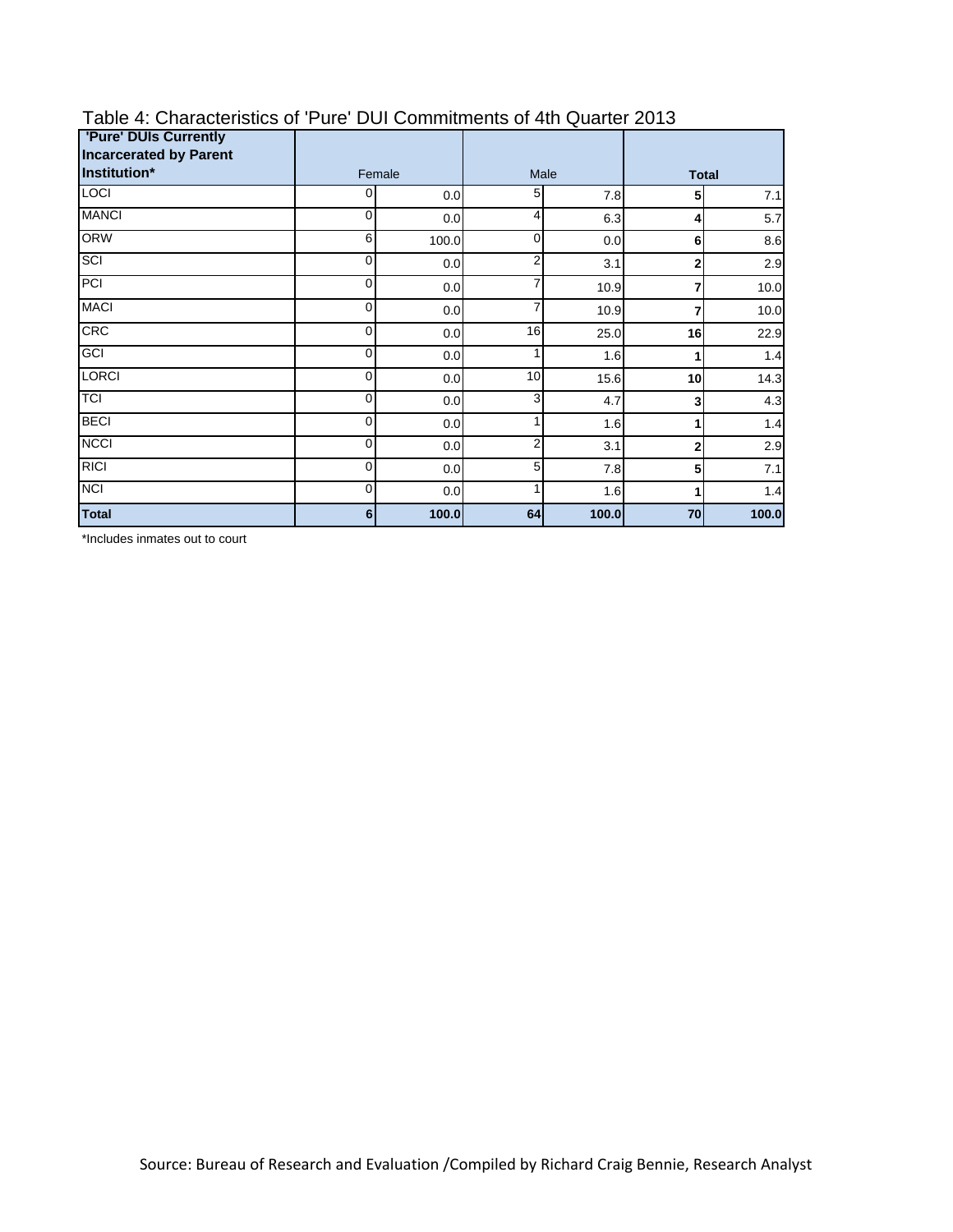Table 4: Characteristics of 'Pure' DUI Commitments of 4th Quarter 2013

| 'Pure' DUIs Currently Incarcerated by Parent Institution* | Female | | Male | | Total | |
|---|---|---|---|---|---|---|
| LOCI | 0 | 0.0 | 5 | 7.8 | **5** | 7.1 |
| MANCI | 0 | 0.0 | 4 | 6.3 | **4** | 5.7 |
| ORW | 6 | 100.0 | 0 | 0.0 | **6** | 8.6 |
| SCI | 0 | 0.0 | 2 | 3.1 | **2** | 2.9 |
| PCI | 0 | 0.0 | 7 | 10.9 | **7** | 10.0 |
| MACI | 0 | 0.0 | 7 | 10.9 | **7** | 10.0 |
| CRC | 0 | 0.0 | 16 | 25.0 | **16** | 22.9 |
| GCI | 0 | 0.0 | 1 | 1.6 | **1** | 1.4 |
| LORCI | 0 | 0.0 | 10 | 15.6 | **10** | 14.3 |
| TCI | 0 | 0.0 | 3 | 4.7 | **3** | 4.3 |
| BECI | 0 | 0.0 | 1 | 1.6 | **1** | 1.4 |
| NCCI | 0 | 0.0 | 2 | 3.1 | **2** | 2.9 |
| RICI | 0 | 0.0 | 5 | 7.8 | **5** | 7.1 |
| NCI | 0 | 0.0 | 1 | 1.6 | **1** | 1.4 |
| **Total** | **6** | **100.0** | **64** | **100.0** | **70** | **100.0** |

*Includes inmates out to court

Source: Bureau of Research and Evaluation /Compiled by Richard Craig Bennie, Research Analyst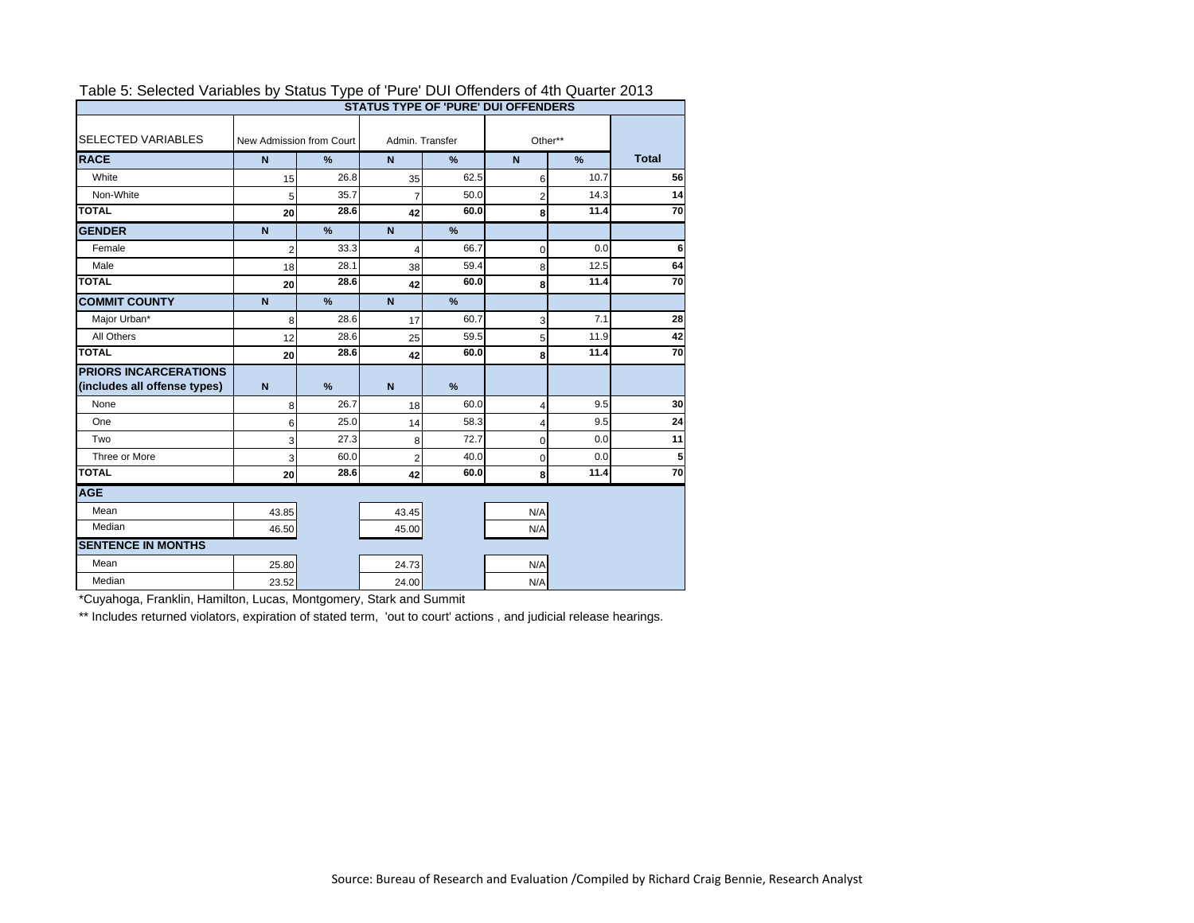Table 5: Selected Variables by Status Type of 'Pure' DUI Offenders of 4th Quarter 2013

| SELECTED VARIABLES | STATUS TYPE OF 'PURE' DUI OFFENDERS | | | | | | |
|---|---|---|---|---|---|---|---|
| | New Admission from Court | | Admin. Transfer | | Other** | | |
| **RACE** | **N** | **%** | **N** | **%** | **N** | **%** | **Total** |
| White | 15 | 26.8 | 35 | 62.5 | 6 | 10.7 | **56** |
| Non-White | 5 | 35.7 | 7 | 50.0 | 2 | 14.3 | **14** |
| **TOTAL** | **20** | **28.6** | **42** | **60.0** | **8** | **11.4** | **70** |
| **GENDER** | **N** | **%** | **N** | **%** | | | |
| Female | 2 | 33.3 | 4 | 66.7 | 0 | 0.0 | **6** |
| Male | 18 | 28.1 | 38 | 59.4 | 8 | 12.5 | **64** |
| **TOTAL** | **20** | **28.6** | **42** | **60.0** | **8** | **11.4** | **70** |
| **COMMIT COUNTY** | **N** | **%** | **N** | **%** | | | |
| Major Urban* | 8 | 28.6 | 17 | 60.7 | 3 | 7.1 | **28** |
| All Others | 12 | 28.6 | 25 | 59.5 | 5 | 11.9 | **42** |
| **TOTAL** | **20** | **28.6** | **42** | **60.0** | **8** | **11.4** | **70** |
| **PRIORS INCARCERATIONS (includes all offense types)** | **N** | **%** | **N** | **%** | | | |
| None | 8 | 26.7 | 18 | 60.0 | 4 | 9.5 | **30** |
| One | 6 | 25.0 | 14 | 58.3 | 4 | 9.5 | **24** |
| Two | 3 | 27.3 | 8 | 72.7 | 0 | 0.0 | **11** |
| Three or More | 3 | 60.0 | 2 | 40.0 | 0 | 0.0 | **5** |
| **TOTAL** | **20** | **28.6** | **42** | **60.0** | **8** | **11.4** | **70** |
| **AGE** | | | | | | | |
| Mean | 43.85 | | 43.45 | | N/A | | |
| Median | 46.50 | | 45.00 | | N/A | | |
| **SENTENCE IN MONTHS** | | | | | | | |
| Mean | 25.80 | | 24.73 | | N/A | | |
| Median | 23.52 | | 24.00 | | N/A | | |

*Cuyahoga, Franklin, Hamilton, Lucas, Montgomery, Stark and Summit

** Includes returned violators, expiration of stated term, 'out to court' actions , and judicial release hearings.

Source: Bureau of Research and Evaluation /Compiled by Richard Craig Bennie, Research Analyst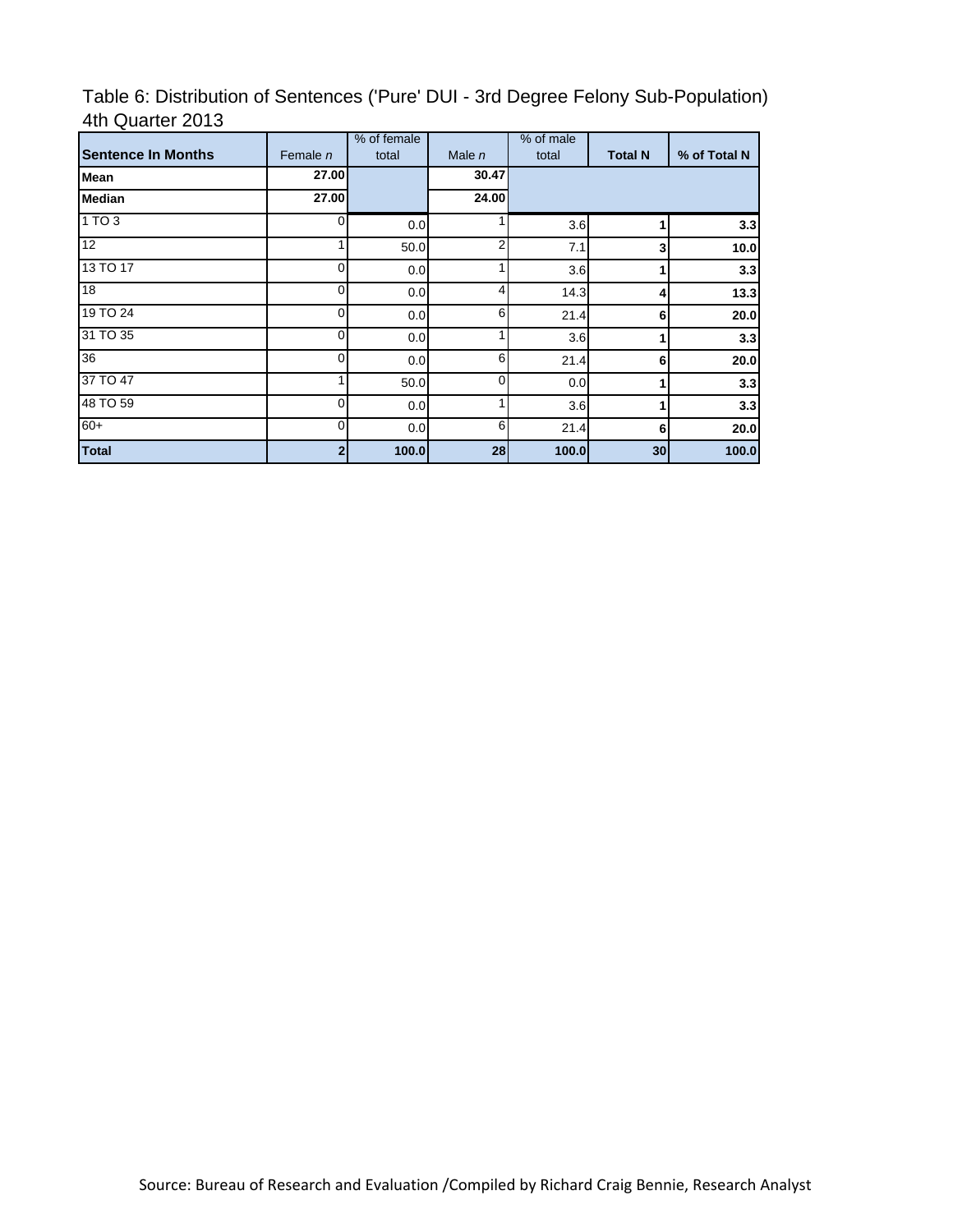Table 6: Distribution of Sentences ('Pure' DUI - 3rd Degree Felony Sub-Population) 4th Quarter 2013

| **Sentence In Months** | Female *n* | % of female total | Male *n* | % of male total | **Total N** | **% of Total N** |
|---|---|---|---|---|---|---|
| **Mean** | **27.00** | | **30.47** | | | |
| **Median** | **27.00** | | **24.00** | | | |
| 1 TO 3 | 0 | 0.0 | 1 | 3.6 | **1** | **3.3** |
| 12 | 1 | 50.0 | 2 | 7.1 | **3** | **10.0** |
| 13 TO 17 | 0 | 0.0 | 1 | 3.6 | **1** | **3.3** |
| 18 | 0 | 0.0 | 4 | 14.3 | **4** | **13.3** |
| 19 TO 24 | 0 | 0.0 | 6 | 21.4 | **6** | **20.0** |
| 31 TO 35 | 0 | 0.0 | 1 | 3.6 | **1** | **3.3** |
| 36 | 0 | 0.0 | 6 | 21.4 | **6** | **20.0** |
| 37 TO 47 | 1 | 50.0 | 0 | 0.0 | **1** | **3.3** |
| 48 TO 59 | 0 | 0.0 | 1 | 3.6 | **1** | **3.3** |
| 60+ | 0 | 0.0 | 6 | 21.4 | **6** | **20.0** |
| **Total** | **2** | **100.0** | **28** | **100.0** | **30** | **100.0** |

Source: Bureau of Research and Evaluation /Compiled by Richard Craig Bennie, Research Analyst